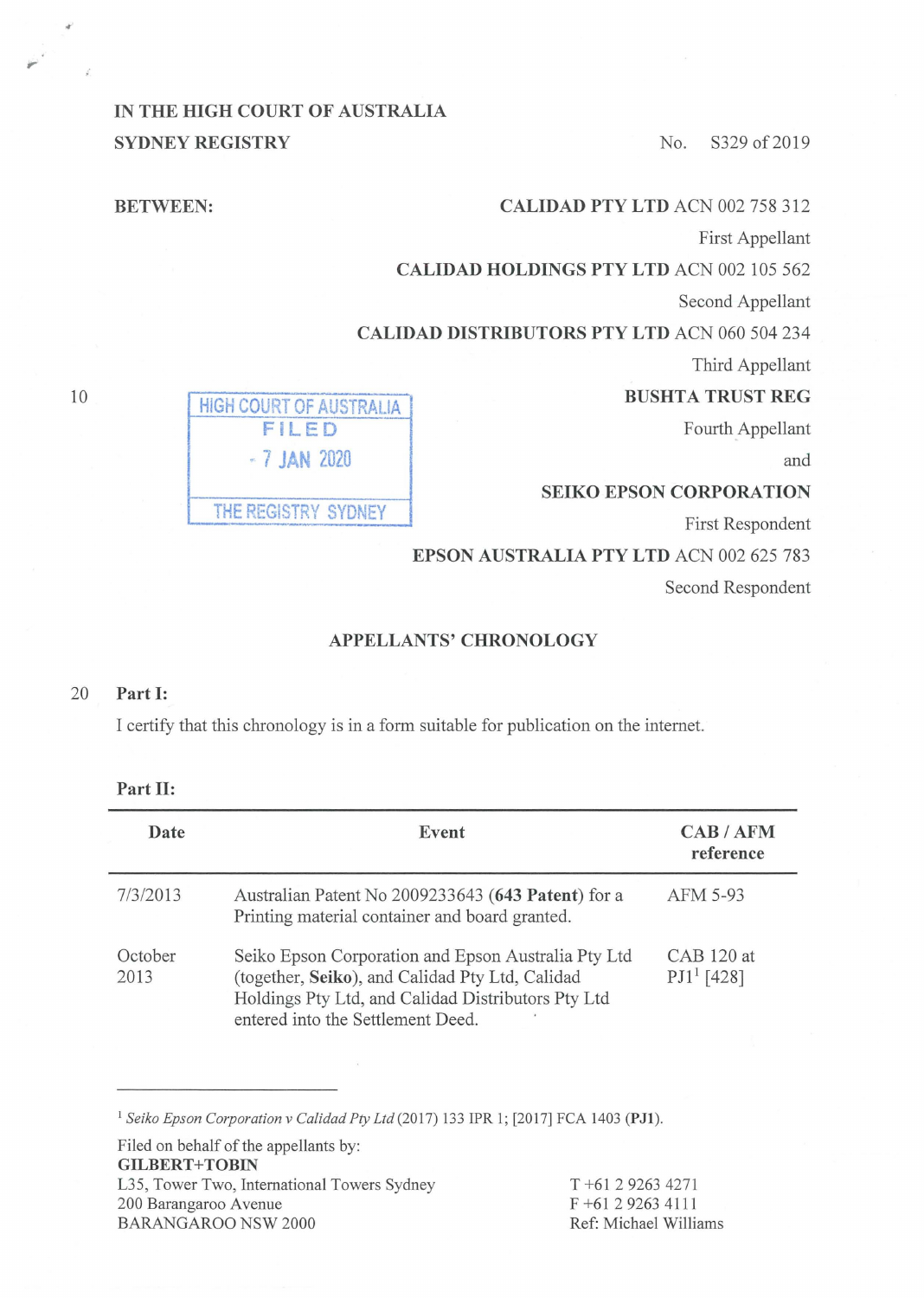IN THE HIGH COURT OF AUSTRALIA
SYDNEY REGISTRY

No. S329 of 2019

BETWEEN:

**CALIDAD PTY LTD** ACN 002 758 312
First Appellant

**CALIDAD HOLDINGS PTY LTD** ACN 002 105 562
Second Appellant

**CALIDAD DISTRIBUTORS PTY LTD** ACN 060 504 234
Third Appellant

**BUSHTA TRUST REG**
Fourth Appellant

and

**SEIKO EPSON CORPORATION**
First Respondent

**EPSON AUSTRALIA PTY LTD** ACN 002 625 783
Second Respondent

HIGH COURT OF AUSTRALIA
FILED
7 JAN 2020
THE REGISTRY SYDNEY

## APPELLANTS' CHRONOLOGY

**Part I:**

I certify that this chronology is in a form suitable for publication on the internet.

**Part II:**

| Date | Event | CAB / AFM reference |
|---|---|---|
| 7/3/2013 | Australian Patent No 2009233643 (**643 Patent**) for a Printing material container and board granted. | AFM 5-93 |
| October 2013 | Seiko Epson Corporation and Epson Australia Pty Ltd (together, **Seiko**), and Calidad Pty Ltd, Calidad Holdings Pty Ltd, and Calidad Distributors Pty Ltd entered into the Settlement Deed. | CAB 120 at PJ1[1] [428] |

[1] *Seiko Epson Corporation v Calidad Pty Ltd* (2017) 133 IPR 1; [2017] FCA 1403 (**PJ1**).

Filed on behalf of the appellants by:
**GILBERT+TOBIN**
L35, Tower Two, International Towers Sydney
200 Barangaroo Avenue
BARANGAROO NSW 2000

T +61 2 9263 4271
F +61 2 9263 4111
Ref: Michael Williams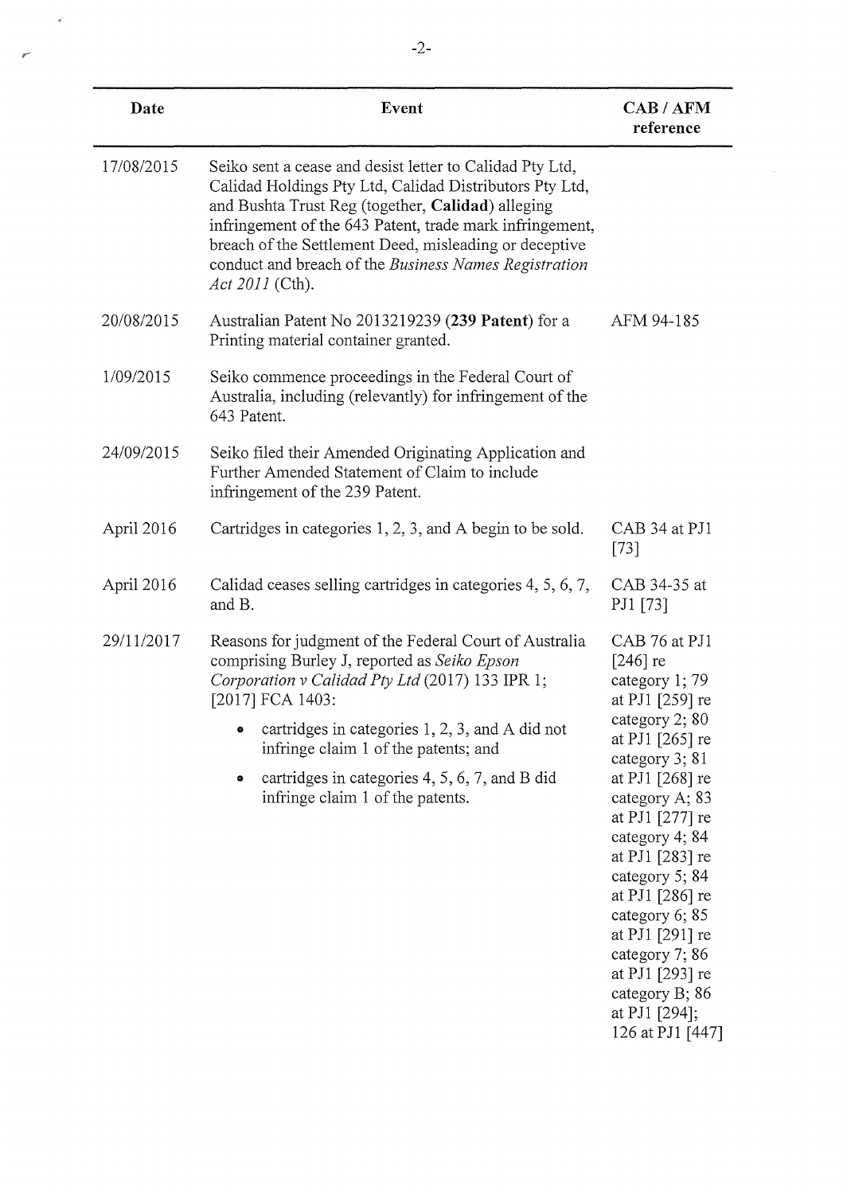| Date | Event | CAB / AFM reference |
| --- | --- | --- |
| 17/08/2015 | Seiko sent a cease and desist letter to Calidad Pty Ltd, Calidad Holdings Pty Ltd, Calidad Distributors Pty Ltd, and Bushta Trust Reg (together, **Calidad**) alleging infringement of the 643 Patent, trade mark infringement, breach of the Settlement Deed, misleading or deceptive conduct and breach of the *Business Names Registration Act 2011* (Cth). | |
| 20/08/2015 | Australian Patent No 2013219239 (**239 Patent**) for a Printing material container granted. | AFM 94-185 |
| 1/09/2015 | Seiko commence proceedings in the Federal Court of Australia, including (relevantly) for infringement of the 643 Patent. | |
| 24/09/2015 | Seiko filed their Amended Originating Application and Further Amended Statement of Claim to include infringement of the 239 Patent. | |
| April 2016 | Cartridges in categories 1, 2, 3, and A begin to be sold. | CAB 34 at PJ1 [73] |
| April 2016 | Calidad ceases selling cartridges in categories 4, 5, 6, 7, and B. | CAB 34-35 at PJ1 [73] |
| 29/11/2017 | Reasons for judgment of the Federal Court of Australia comprising Burley J, reported as *Seiko Epson Corporation v Calidad Pty Ltd* (2017) 133 IPR 1; [2017] FCA 1403: <br> • cartridges in categories 1, 2, 3, and A did not infringe claim 1 of the patents; and <br> • cartridges in categories 4, 5, 6, 7, and B did infringe claim 1 of the patents. | CAB 76 at PJ1 [246] re category 1; 79 at PJ1 [259] re category 2; 80 at PJ1 [265] re category 3; 81 at PJ1 [268] re category A; 83 at PJ1 [277] re category 4; 84 at PJ1 [283] re category 5; 84 at PJ1 [286] re category 6; 85 at PJ1 [291] re category 7; 86 at PJ1 [293] re category B; 86 at PJ1 [294]; 126 at PJ1 [447] |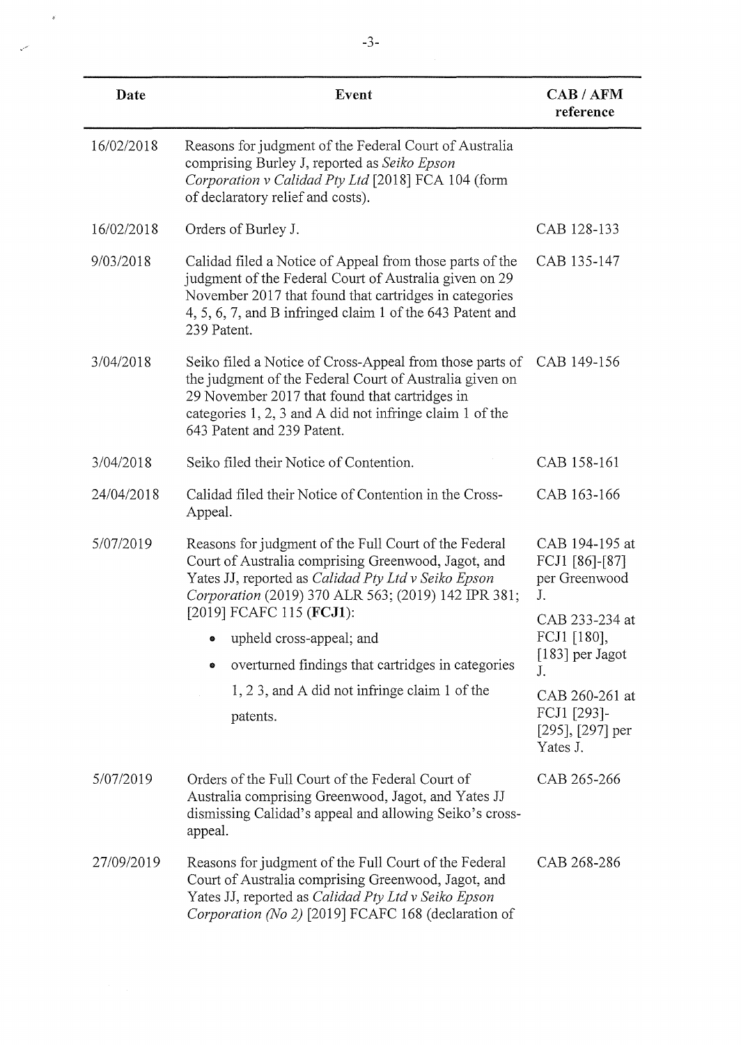| Date | Event | CAB / AFM reference |
|---|---|---|
| 16/02/2018 | Reasons for judgment of the Federal Court of Australia comprising Burley J, reported as *Seiko Epson Corporation v Calidad Pty Ltd* [2018] FCA 104 (form of declaratory relief and costs). | |
| 16/02/2018 | Orders of Burley J. | CAB 128-133 |
| 9/03/2018 | Calidad filed a Notice of Appeal from those parts of the judgment of the Federal Court of Australia given on 29 November 2017 that found that cartridges in categories 4, 5, 6, 7, and B infringed claim 1 of the 643 Patent and 239 Patent. | CAB 135-147 |
| 3/04/2018 | Seiko filed a Notice of Cross-Appeal from those parts of the judgment of the Federal Court of Australia given on 29 November 2017 that found that cartridges in categories 1, 2, 3 and A did not infringe claim 1 of the 643 Patent and 239 Patent. | CAB 149-156 |
| 3/04/2018 | Seiko filed their Notice of Contention. | CAB 158-161 |
| 24/04/2018 | Calidad filed their Notice of Contention in the Cross-Appeal. | CAB 163-166 |
| 5/07/2019 | Reasons for judgment of the Full Court of the Federal Court of Australia comprising Greenwood, Jagot, and Yates JJ, reported as *Calidad Pty Ltd v Seiko Epson Corporation* (2019) 370 ALR 563; (2019) 142 IPR 381; [2019] FCAFC 115 (**FCJ1**):<br>• upheld cross-appeal; and<br>• overturned findings that cartridges in categories 1, 2 3, and A did not infringe claim 1 of the patents. | CAB 194-195 at FCJ1 [86]-[87] per Greenwood J.<br>CAB 233-234 at FCJ1 [180], [183] per Jagot J.<br>CAB 260-261 at FCJ1 [293]-[295], [297] per Yates J. |
| 5/07/2019 | Orders of the Full Court of the Federal Court of Australia comprising Greenwood, Jagot, and Yates JJ dismissing Calidad's appeal and allowing Seiko's cross-appeal. | CAB 265-266 |
| 27/09/2019 | Reasons for judgment of the Full Court of the Federal Court of Australia comprising Greenwood, Jagot, and Yates JJ, reported as *Calidad Pty Ltd v Seiko Epson Corporation (No 2)* [2019] FCAFC 168 (declaration of | CAB 268-286 |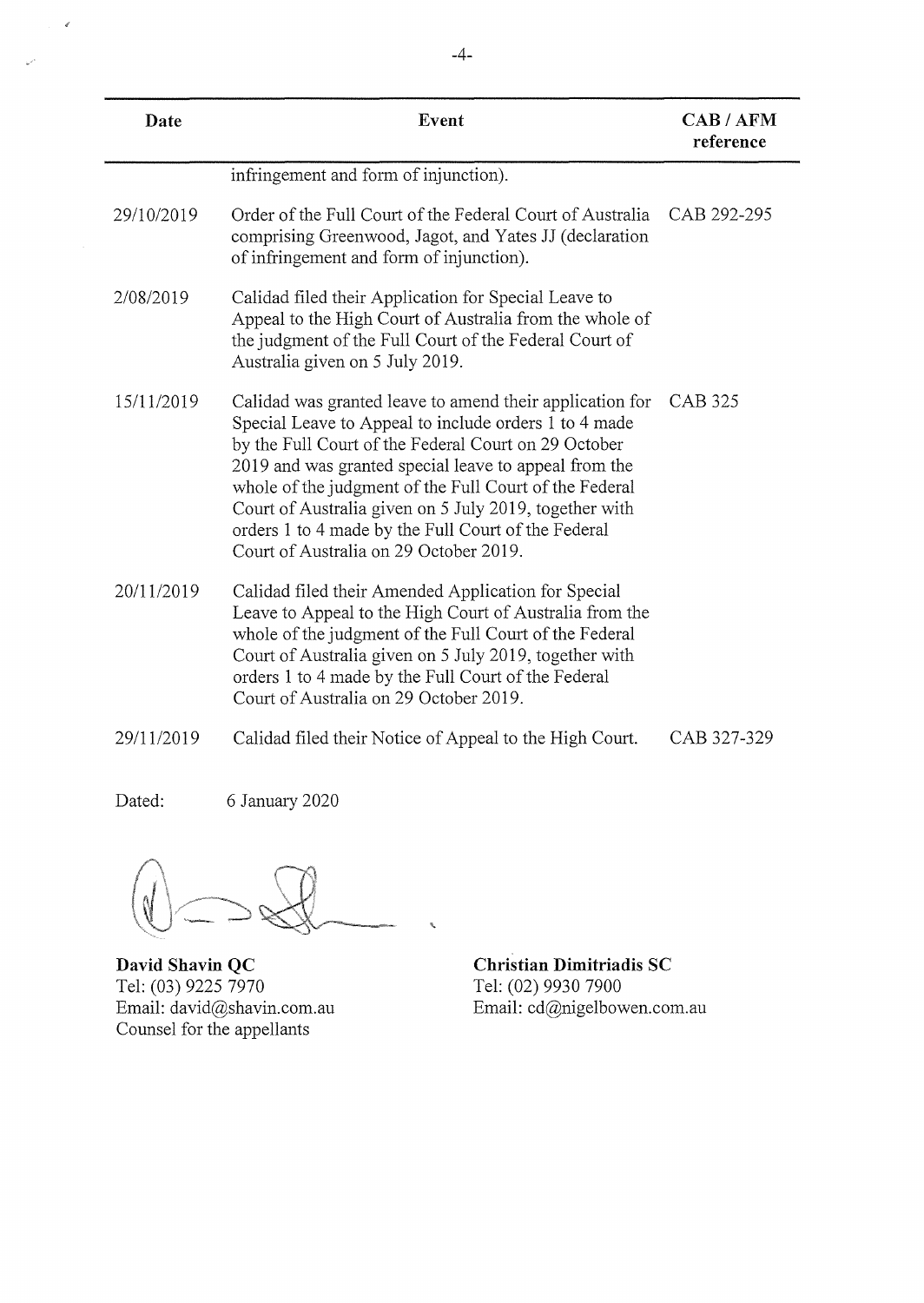| Date | Event | CAB / AFM reference |
|---|---|---|
| | infringement and form of injunction). | |
| 29/10/2019 | Order of the Full Court of the Federal Court of Australia comprising Greenwood, Jagot, and Yates JJ (declaration of infringement and form of injunction). | CAB 292-295 |
| 2/08/2019 | Calidad filed their Application for Special Leave to Appeal to the High Court of Australia from the whole of the judgment of the Full Court of the Federal Court of Australia given on 5 July 2019. | |
| 15/11/2019 | Calidad was granted leave to amend their application for Special Leave to Appeal to include orders 1 to 4 made by the Full Court of the Federal Court on 29 October 2019 and was granted special leave to appeal from the whole of the judgment of the Full Court of the Federal Court of Australia given on 5 July 2019, together with orders 1 to 4 made by the Full Court of the Federal Court of Australia on 29 October 2019. | CAB 325 |
| 20/11/2019 | Calidad filed their Amended Application for Special Leave to Appeal to the High Court of Australia from the whole of the judgment of the Full Court of the Federal Court of Australia given on 5 July 2019, together with orders 1 to 4 made by the Full Court of the Federal Court of Australia on 29 October 2019. | |
| 29/11/2019 | Calidad filed their Notice of Appeal to the High Court. | CAB 327-329 |

Dated: 6 January 2020

**David Shavin QC**
Tel: (03) 9225 7970
Email: david@shavin.com.au
Counsel for the appellants

**Christian Dimitriadis SC**
Tel: (02) 9930 7900
Email: cd@nigelbowen.com.au